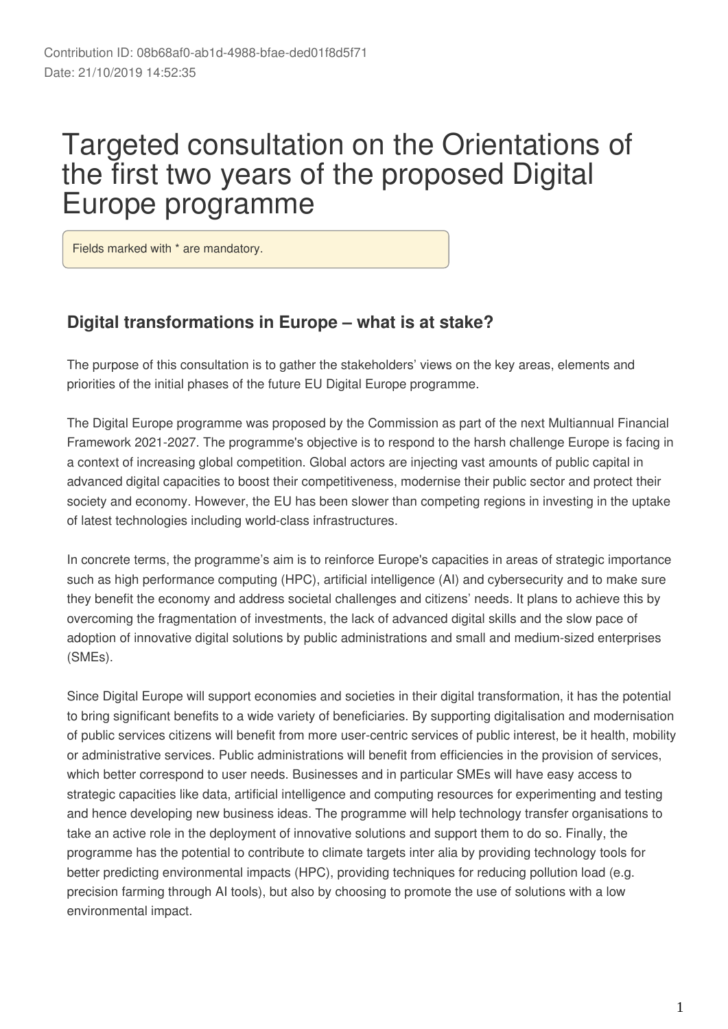Contribution ID: 08b68af0-ab1d-4988-bfae-ded01f8d5f71
Date: 21/10/2019 14:52:35

# Targeted consultation on the Orientations of the first two years of the proposed Digital Europe programme

Fields marked with * are mandatory.

## Digital transformations in Europe – what is at stake?

The purpose of this consultation is to gather the stakeholders' views on the key areas, elements and priorities of the initial phases of the future EU Digital Europe programme.

The Digital Europe programme was proposed by the Commission as part of the next Multiannual Financial Framework 2021-2027. The programme's objective is to respond to the harsh challenge Europe is facing in a context of increasing global competition. Global actors are injecting vast amounts of public capital in advanced digital capacities to boost their competitiveness, modernise their public sector and protect their society and economy. However, the EU has been slower than competing regions in investing in the uptake of latest technologies including world-class infrastructures.

In concrete terms, the programme's aim is to reinforce Europe's capacities in areas of strategic importance such as high performance computing (HPC), artificial intelligence (AI) and cybersecurity and to make sure they benefit the economy and address societal challenges and citizens' needs. It plans to achieve this by overcoming the fragmentation of investments, the lack of advanced digital skills and the slow pace of adoption of innovative digital solutions by public administrations and small and medium-sized enterprises (SMEs).

Since Digital Europe will support economies and societies in their digital transformation, it has the potential to bring significant benefits to a wide variety of beneficiaries. By supporting digitalisation and modernisation of public services citizens will benefit from more user-centric services of public interest, be it health, mobility or administrative services. Public administrations will benefit from efficiencies in the provision of services, which better correspond to user needs. Businesses and in particular SMEs will have easy access to strategic capacities like data, artificial intelligence and computing resources for experimenting and testing and hence developing new business ideas. The programme will help technology transfer organisations to take an active role in the deployment of innovative solutions and support them to do so. Finally, the programme has the potential to contribute to climate targets inter alia by providing technology tools for better predicting environmental impacts (HPC), providing techniques for reducing pollution load (e.g. precision farming through AI tools), but also by choosing to promote the use of solutions with a low environmental impact.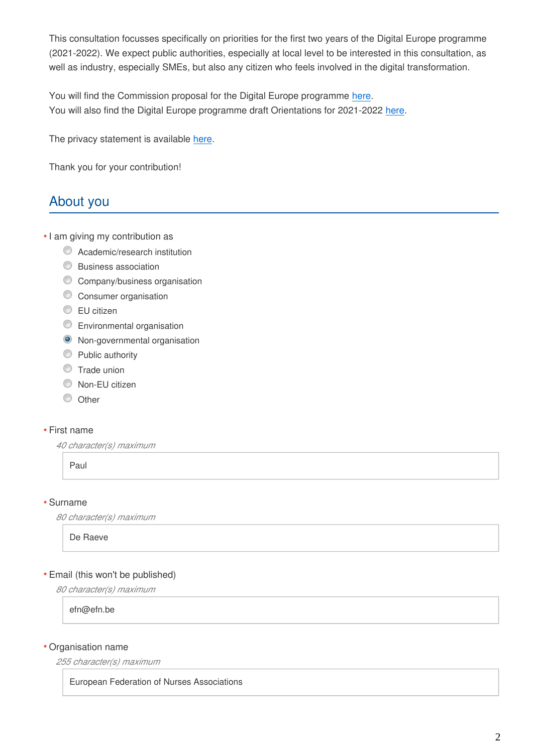This consultation focusses specifically on priorities for the first two years of the Digital Europe programme (2021-2022). We expect public authorities, especially at local level to be interested in this consultation, as well as industry, especially SMEs, but also any citizen who feels involved in the digital transformation.

You will find the Commission proposal for the Digital Europe programme here.
You will also find the Digital Europe programme draft Orientations for 2021-2022 here.

The privacy statement is available here.

Thank you for your contribution!

## About you

* I am giving my contribution as

- ○ Academic/research institution
- ○ Business association
- ○ Company/business organisation
- ○ Consumer organisation
- ○ EU citizen
- ○ Environmental organisation
- ● Non-governmental organisation
- ○ Public authority
- ○ Trade union
- ○ Non-EU citizen
- ○ Other

* First name

*40 character(s) maximum*

Paul

* Surname

*80 character(s) maximum*

De Raeve

* Email (this won't be published)

*80 character(s) maximum*

efn@efn.be

* Organisation name

*255 character(s) maximum*

European Federation of Nurses Associations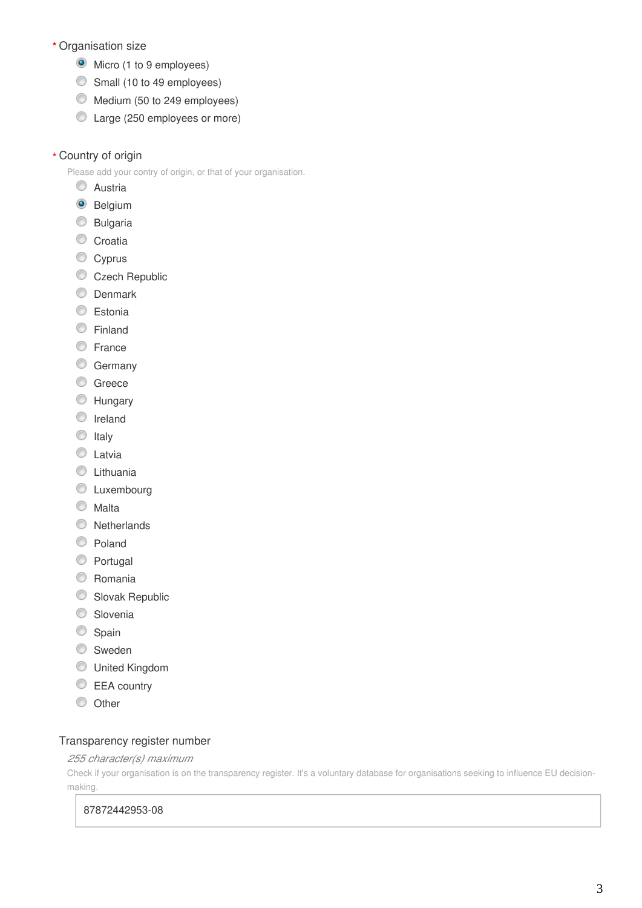\* Organisation size

- [x] Micro (1 to 9 employees)
- [ ] Small (10 to 49 employees)
- [ ] Medium (50 to 249 employees)
- [ ] Large (250 employees or more)

\* Country of origin

Please add your contry of origin, or that of your organisation.

- [ ] Austria
- [x] Belgium
- [ ] Bulgaria
- [ ] Croatia
- [ ] Cyprus
- [ ] Czech Republic
- [ ] Denmark
- [ ] Estonia
- [ ] Finland
- [ ] France
- [ ] Germany
- [ ] Greece
- [ ] Hungary
- [ ] Ireland
- [ ] Italy
- [ ] Latvia
- [ ] Lithuania
- [ ] Luxembourg
- [ ] Malta
- [ ] Netherlands
- [ ] Poland
- [ ] Portugal
- [ ] Romania
- [ ] Slovak Republic
- [ ] Slovenia
- [ ] Spain
- [ ] Sweden
- [ ] United Kingdom
- [ ] EEA country
- [ ] Other

Transparency register number

*255 character(s) maximum*

Check if your organisation is on the transparency register. It's a voluntary database for organisations seeking to influence EU decision-making.

87872442953-08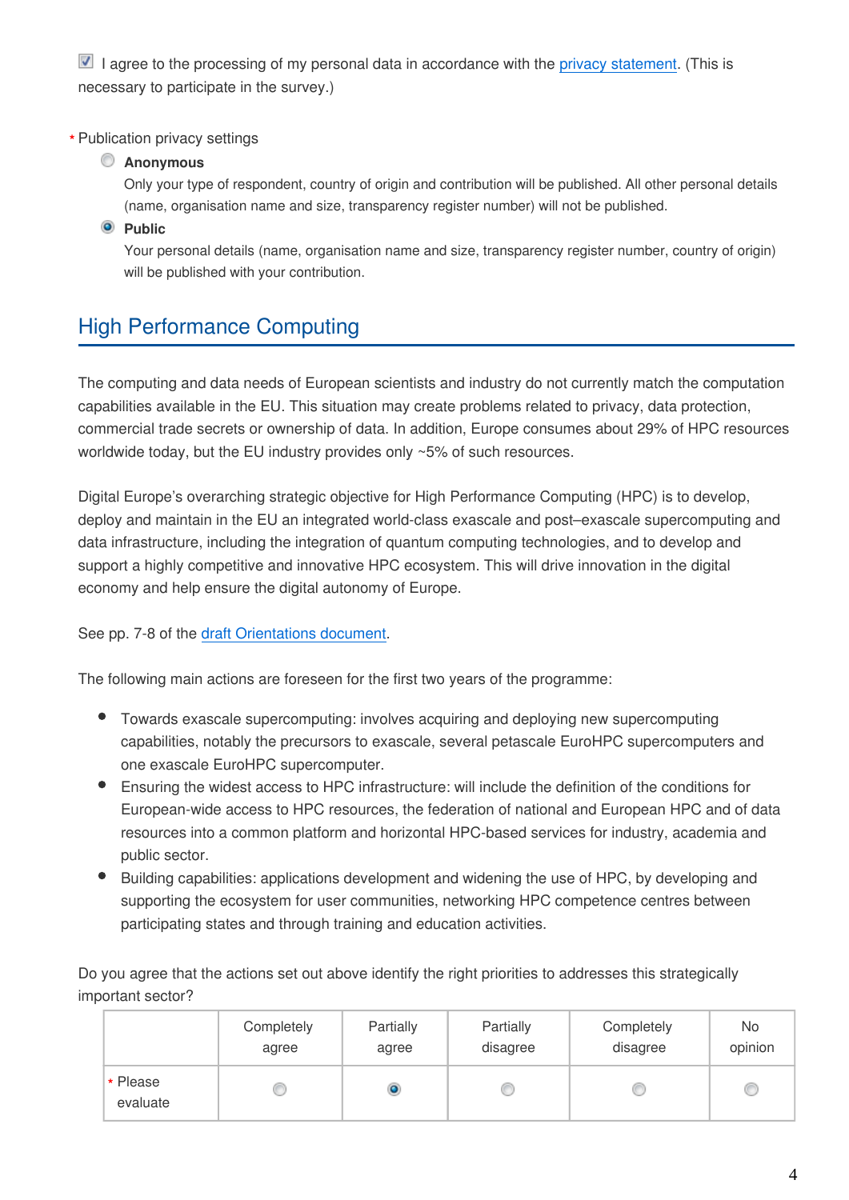☑ I agree to the processing of my personal data in accordance with the privacy statement. (This is necessary to participate in the survey.)

\* Publication privacy settings

○ **Anonymous**
Only your type of respondent, country of origin and contribution will be published. All other personal details (name, organisation name and size, transparency register number) will not be published.

◉ **Public**
Your personal details (name, organisation name and size, transparency register number, country of origin) will be published with your contribution.

## High Performance Computing

The computing and data needs of European scientists and industry do not currently match the computation capabilities available in the EU. This situation may create problems related to privacy, data protection, commercial trade secrets or ownership of data. In addition, Europe consumes about 29% of HPC resources worldwide today, but the EU industry provides only ~5% of such resources.

Digital Europe's overarching strategic objective for High Performance Computing (HPC) is to develop, deploy and maintain in the EU an integrated world-class exascale and post–exascale supercomputing and data infrastructure, including the integration of quantum computing technologies, and to develop and support a highly competitive and innovative HPC ecosystem. This will drive innovation in the digital economy and help ensure the digital autonomy of Europe.

See pp. 7-8 of the draft Orientations document.

The following main actions are foreseen for the first two years of the programme:

- Towards exascale supercomputing: involves acquiring and deploying new supercomputing capabilities, notably the precursors to exascale, several petascale EuroHPC supercomputers and one exascale EuroHPC supercomputer.
- Ensuring the widest access to HPC infrastructure: will include the definition of the conditions for European-wide access to HPC resources, the federation of national and European HPC and of data resources into a common platform and horizontal HPC-based services for industry, academia and public sector.
- Building capabilities: applications development and widening the use of HPC, by developing and supporting the ecosystem for user communities, networking HPC competence centres between participating states and through training and education activities.

Do you agree that the actions set out above identify the right priorities to addresses this strategically important sector?

| | Completely agree | Partially agree | Partially disagree | Completely disagree | No opinion |
|---|---|---|---|---|---|
| \* Please evaluate | ○ | ◉ | ○ | ○ | ○ |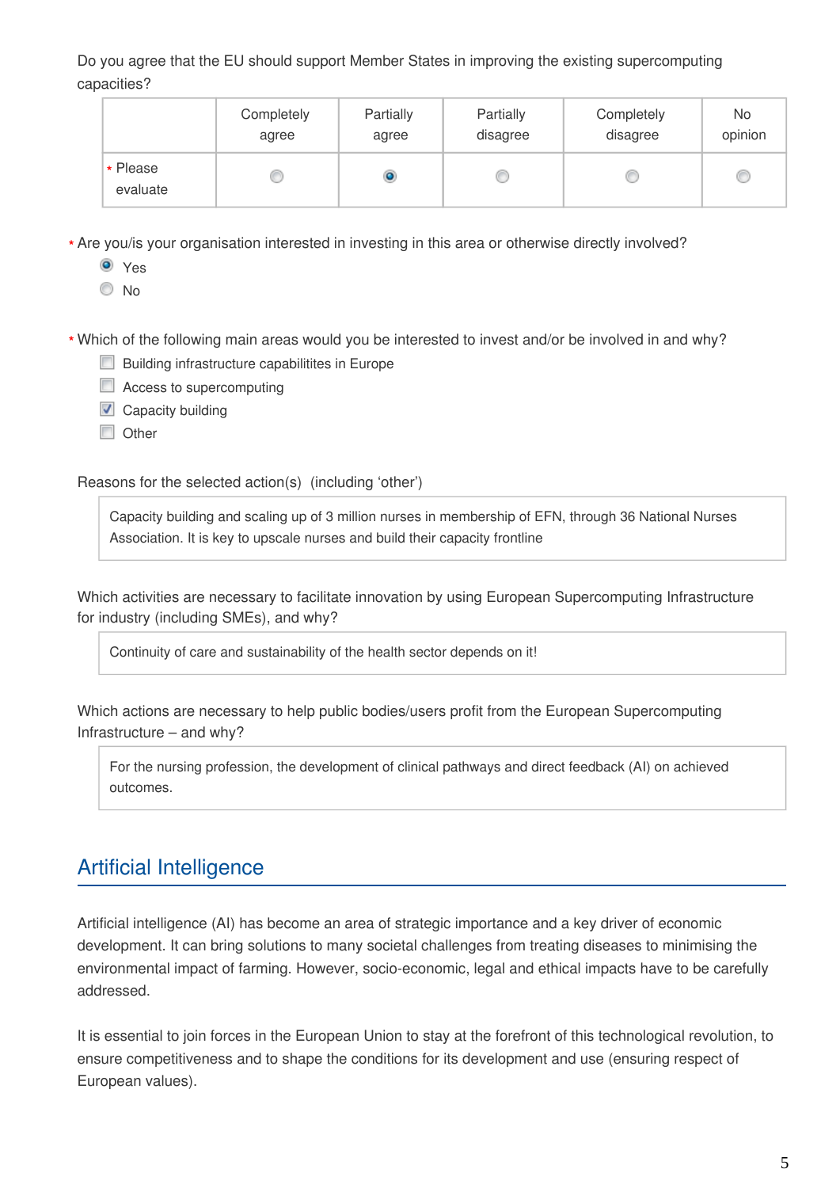Do you agree that the EU should support Member States in improving the existing supercomputing capacities?

| | Completely agree | Partially agree | Partially disagree | Completely disagree | No opinion |
|---|---|---|---|---|---|
| * Please evaluate | ○ | ◉ | ○ | ○ | ○ |

* Are you/is your organisation interested in investing in this area or otherwise directly involved?

◉ Yes
○ No

* Which of the following main areas would you be interested to invest and/or be involved in and why?

- [ ] Building infrastructure capabilitites in Europe
- [ ] Access to supercomputing
- [x] Capacity building
- [ ] Other

Reasons for the selected action(s) (including 'other')

> Capacity building and scaling up of 3 million nurses in membership of EFN, through 36 National Nurses Association. It is key to upscale nurses and build their capacity frontline

Which activities are necessary to facilitate innovation by using European Supercomputing Infrastructure for industry (including SMEs), and why?

> Continuity of care and sustainability of the health sector depends on it!

Which actions are necessary to help public bodies/users profit from the European Supercomputing Infrastructure – and why?

> For the nursing profession, the development of clinical pathways and direct feedback (AI) on achieved outcomes.

## Artificial Intelligence

Artificial intelligence (AI) has become an area of strategic importance and a key driver of economic development. It can bring solutions to many societal challenges from treating diseases to minimising the environmental impact of farming. However, socio-economic, legal and ethical impacts have to be carefully addressed.

It is essential to join forces in the European Union to stay at the forefront of this technological revolution, to ensure competitiveness and to shape the conditions for its development and use (ensuring respect of European values).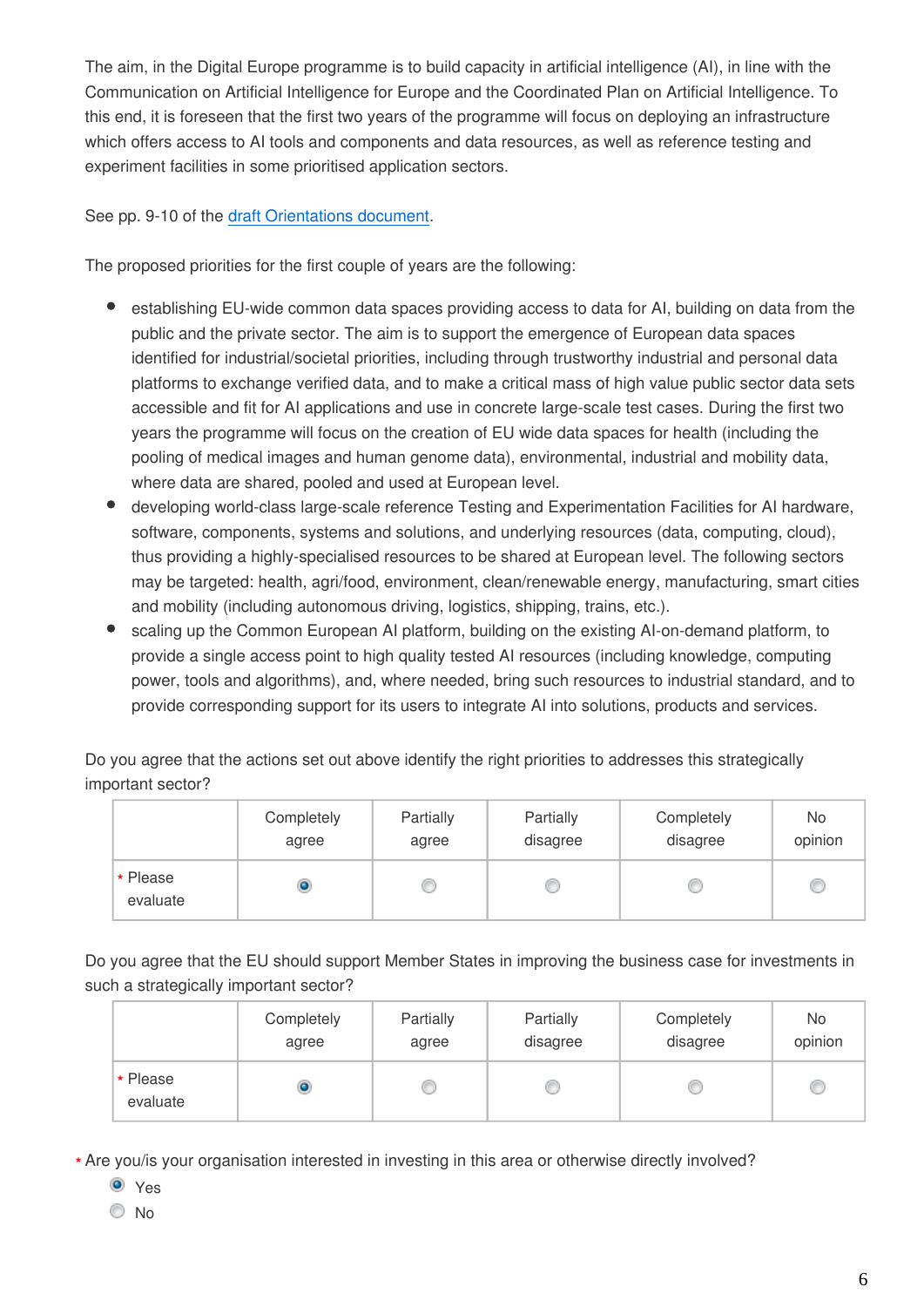The aim, in the Digital Europe programme is to build capacity in artificial intelligence (AI), in line with the Communication on Artificial Intelligence for Europe and the Coordinated Plan on Artificial Intelligence. To this end, it is foreseen that the first two years of the programme will focus on deploying an infrastructure which offers access to AI tools and components and data resources, as well as reference testing and experiment facilities in some prioritised application sectors.

See pp. 9-10 of the draft Orientations document.

The proposed priorities for the first couple of years are the following:

- establishing EU-wide common data spaces providing access to data for AI, building on data from the public and the private sector. The aim is to support the emergence of European data spaces identified for industrial/societal priorities, including through trustworthy industrial and personal data platforms to exchange verified data, and to make a critical mass of high value public sector data sets accessible and fit for AI applications and use in concrete large-scale test cases. During the first two years the programme will focus on the creation of EU wide data spaces for health (including the pooling of medical images and human genome data), environmental, industrial and mobility data, where data are shared, pooled and used at European level.
- developing world-class large-scale reference Testing and Experimentation Facilities for AI hardware, software, components, systems and solutions, and underlying resources (data, computing, cloud), thus providing a highly-specialised resources to be shared at European level. The following sectors may be targeted: health, agri/food, environment, clean/renewable energy, manufacturing, smart cities and mobility (including autonomous driving, logistics, shipping, trains, etc.).
- scaling up the Common European AI platform, building on the existing AI-on-demand platform, to provide a single access point to high quality tested AI resources (including knowledge, computing power, tools and algorithms), and, where needed, bring such resources to industrial standard, and to provide corresponding support for its users to integrate AI into solutions, products and services.

Do you agree that the actions set out above identify the right priorities to addresses this strategically important sector?

| | Completely agree | Partially agree | Partially disagree | Completely disagree | No opinion |
|---|---|---|---|---|---|
| * Please evaluate | ◉ | ○ | ○ | ○ | ○ |

Do you agree that the EU should support Member States in improving the business case for investments in such a strategically important sector?

| | Completely agree | Partially agree | Partially disagree | Completely disagree | No opinion |
|---|---|---|---|---|---|
| * Please evaluate | ◉ | ○ | ○ | ○ | ○ |

* Are you/is your organisation interested in investing in this area or otherwise directly involved?

◉ Yes
○ No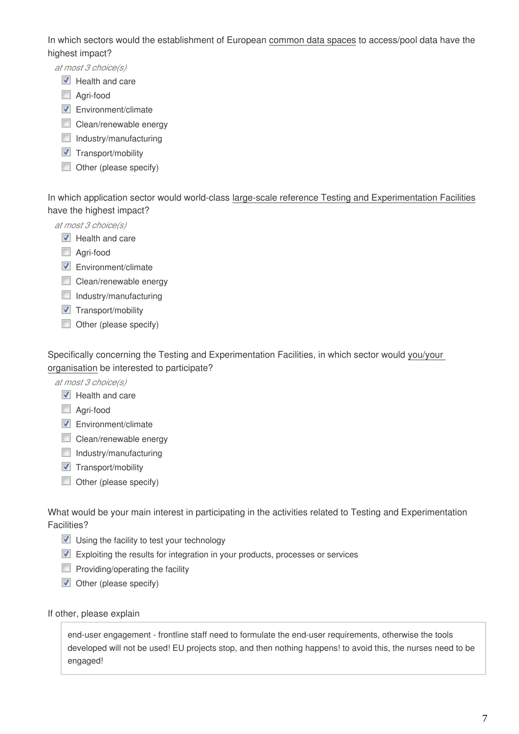In which sectors would the establishment of European common data spaces to access/pool data have the highest impact?

*at most 3 choice(s)*

- [x] Health and care
- [ ] Agri-food
- [x] Environment/climate
- [ ] Clean/renewable energy
- [ ] Industry/manufacturing
- [x] Transport/mobility
- [ ] Other (please specify)

In which application sector would world-class large-scale reference Testing and Experimentation Facilities have the highest impact?

*at most 3 choice(s)*

- [x] Health and care
- [ ] Agri-food
- [x] Environment/climate
- [ ] Clean/renewable energy
- [ ] Industry/manufacturing
- [x] Transport/mobility
- [ ] Other (please specify)

Specifically concerning the Testing and Experimentation Facilities, in which sector would you/your organisation be interested to participate?

*at most 3 choice(s)*

- [x] Health and care
- [ ] Agri-food
- [x] Environment/climate
- [ ] Clean/renewable energy
- [ ] Industry/manufacturing
- [x] Transport/mobility
- [ ] Other (please specify)

What would be your main interest in participating in the activities related to Testing and Experimentation Facilities?

- [x] Using the facility to test your technology
- [x] Exploiting the results for integration in your products, processes or services
- [ ] Providing/operating the facility
- [x] Other (please specify)

If other, please explain

> end-user engagement - frontline staff need to formulate the end-user requirements, otherwise the tools developed will not be used! EU projects stop, and then nothing happens! to avoid this, the nurses need to be engaged!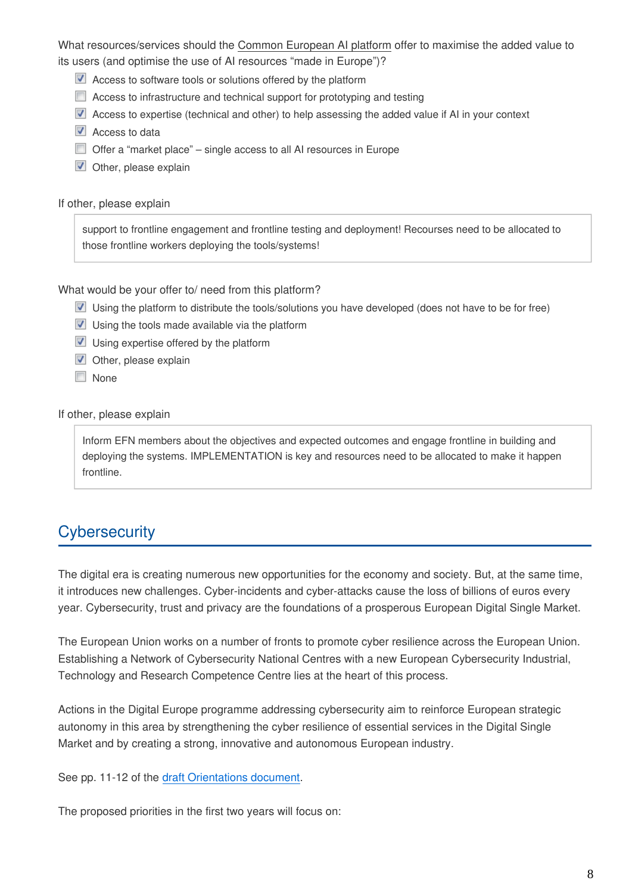What resources/services should the Common European AI platform offer to maximise the added value to its users (and optimise the use of AI resources "made in Europe")?

- [x] Access to software tools or solutions offered by the platform
- [ ] Access to infrastructure and technical support for prototyping and testing
- [x] Access to expertise (technical and other) to help assessing the added value if AI in your context
- [x] Access to data
- [ ] Offer a "market place" – single access to all AI resources in Europe
- [x] Other, please explain

If other, please explain

> support to frontline engagement and frontline testing and deployment! Recourses need to be allocated to those frontline workers deploying the tools/systems!

What would be your offer to/ need from this platform?

- [x] Using the platform to distribute the tools/solutions you have developed (does not have to be for free)
- [x] Using the tools made available via the platform
- [x] Using expertise offered by the platform
- [x] Other, please explain
- [ ] None

If other, please explain

> Inform EFN members about the objectives and expected outcomes and engage frontline in building and deploying the systems. IMPLEMENTATION is key and resources need to be allocated to make it happen frontline.

## Cybersecurity

The digital era is creating numerous new opportunities for the economy and society. But, at the same time, it introduces new challenges. Cyber-incidents and cyber-attacks cause the loss of billions of euros every year. Cybersecurity, trust and privacy are the foundations of a prosperous European Digital Single Market.

The European Union works on a number of fronts to promote cyber resilience across the European Union. Establishing a Network of Cybersecurity National Centres with a new European Cybersecurity Industrial, Technology and Research Competence Centre lies at the heart of this process.

Actions in the Digital Europe programme addressing cybersecurity aim to reinforce European strategic autonomy in this area by strengthening the cyber resilience of essential services in the Digital Single Market and by creating a strong, innovative and autonomous European industry.

See pp. 11-12 of the draft Orientations document.

The proposed priorities in the first two years will focus on: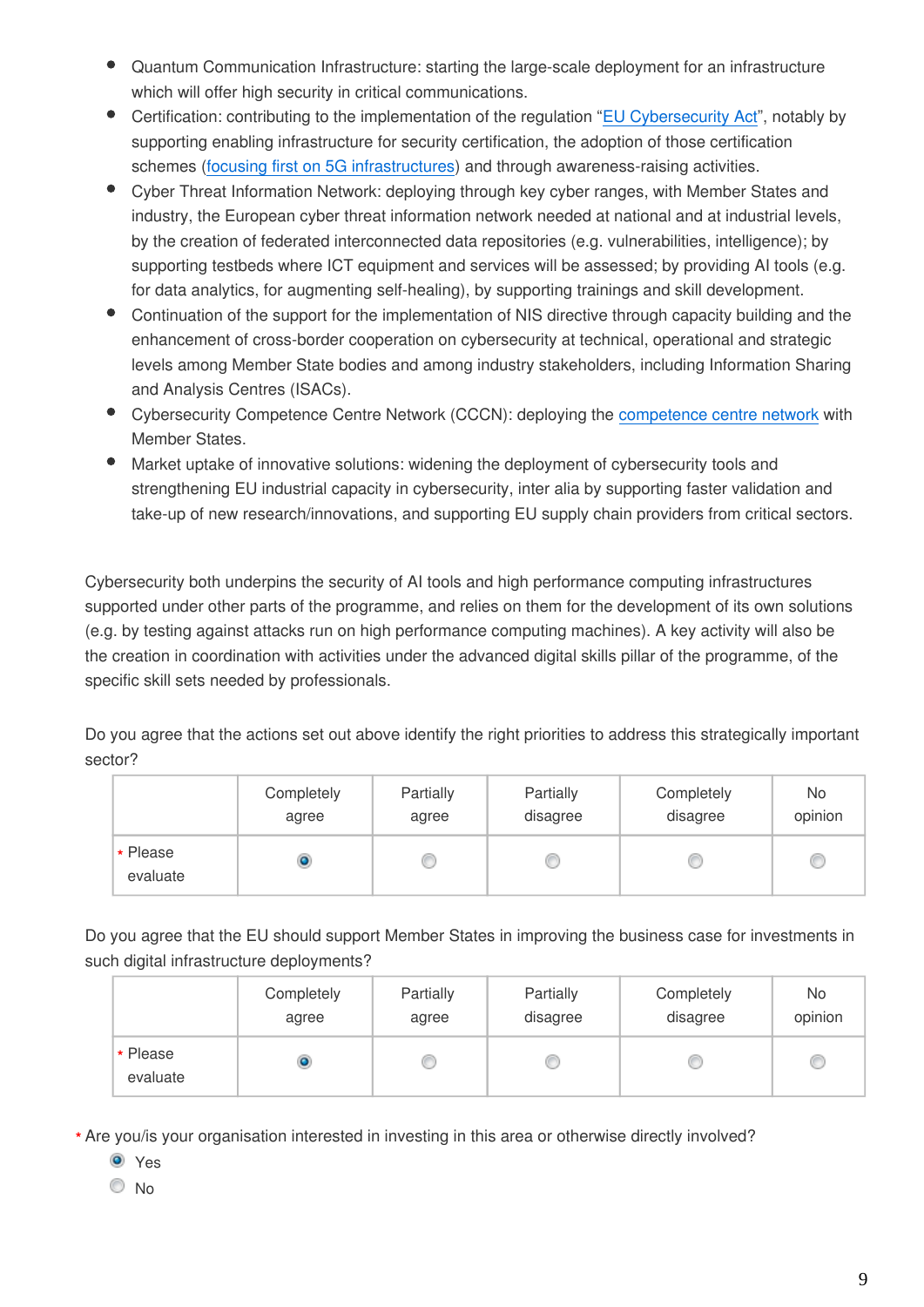- Quantum Communication Infrastructure: starting the large-scale deployment for an infrastructure which will offer high security in critical communications.
- Certification: contributing to the implementation of the regulation "EU Cybersecurity Act", notably by supporting enabling infrastructure for security certification, the adoption of those certification schemes (focusing first on 5G infrastructures) and through awareness-raising activities.
- Cyber Threat Information Network: deploying through key cyber ranges, with Member States and industry, the European cyber threat information network needed at national and at industrial levels, by the creation of federated interconnected data repositories (e.g. vulnerabilities, intelligence); by supporting testbeds where ICT equipment and services will be assessed; by providing AI tools (e.g. for data analytics, for augmenting self-healing), by supporting trainings and skill development.
- Continuation of the support for the implementation of NIS directive through capacity building and the enhancement of cross-border cooperation on cybersecurity at technical, operational and strategic levels among Member State bodies and among industry stakeholders, including Information Sharing and Analysis Centres (ISACs).
- Cybersecurity Competence Centre Network (CCCN): deploying the competence centre network with Member States.
- Market uptake of innovative solutions: widening the deployment of cybersecurity tools and strengthening EU industrial capacity in cybersecurity, inter alia by supporting faster validation and take-up of new research/innovations, and supporting EU supply chain providers from critical sectors.

Cybersecurity both underpins the security of AI tools and high performance computing infrastructures supported under other parts of the programme, and relies on them for the development of its own solutions (e.g. by testing against attacks run on high performance computing machines). A key activity will also be the creation in coordination with activities under the advanced digital skills pillar of the programme, of the specific skill sets needed by professionals.

Do you agree that the actions set out above identify the right priorities to address this strategically important sector?

| | Completely agree | Partially agree | Partially disagree | Completely disagree | No opinion |
|---|---|---|---|---|---|
| * Please evaluate | ◉ | ○ | ○ | ○ | ○ |

Do you agree that the EU should support Member States in improving the business case for investments in such digital infrastructure deployments?

| | Completely agree | Partially agree | Partially disagree | Completely disagree | No opinion |
|---|---|---|---|---|---|
| * Please evaluate | ◉ | ○ | ○ | ○ | ○ |

* Are you/is your organisation interested in investing in this area or otherwise directly involved?

◉ Yes
○ No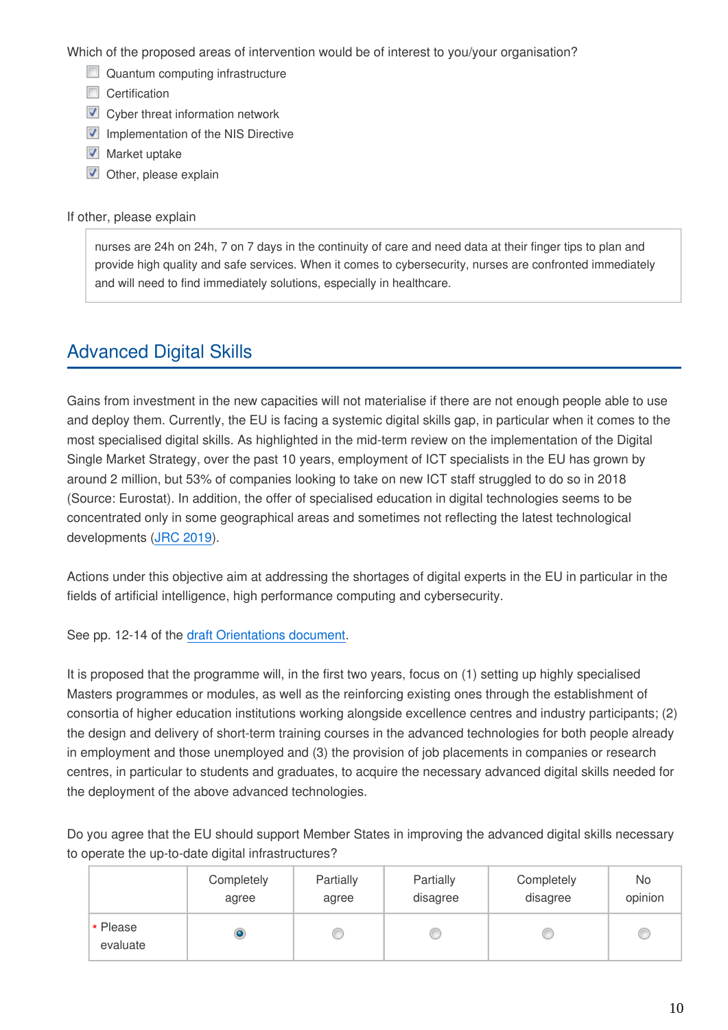Which of the proposed areas of intervention would be of interest to you/your organisation?

- [ ] Quantum computing infrastructure
- [ ] Certification
- [x] Cyber threat information network
- [x] Implementation of the NIS Directive
- [x] Market uptake
- [x] Other, please explain

If other, please explain

> nurses are 24h on 24h, 7 on 7 days in the continuity of care and need data at their finger tips to plan and provide high quality and safe services. When it comes to cybersecurity, nurses are confronted immediately and will need to find immediately solutions, especially in healthcare.

## Advanced Digital Skills

Gains from investment in the new capacities will not materialise if there are not enough people able to use and deploy them. Currently, the EU is facing a systemic digital skills gap, in particular when it comes to the most specialised digital skills. As highlighted in the mid-term review on the implementation of the Digital Single Market Strategy, over the past 10 years, employment of ICT specialists in the EU has grown by around 2 million, but 53% of companies looking to take on new ICT staff struggled to do so in 2018 (Source: Eurostat). In addition, the offer of specialised education in digital technologies seems to be concentrated only in some geographical areas and sometimes not reflecting the latest technological developments (JRC 2019).

Actions under this objective aim at addressing the shortages of digital experts in the EU in particular in the fields of artificial intelligence, high performance computing and cybersecurity.

See pp. 12-14 of the draft Orientations document.

It is proposed that the programme will, in the first two years, focus on (1) setting up highly specialised Masters programmes or modules, as well as the reinforcing existing ones through the establishment of consortia of higher education institutions working alongside excellence centres and industry participants; (2) the design and delivery of short-term training courses in the advanced technologies for both people already in employment and those unemployed and (3) the provision of job placements in companies or research centres, in particular to students and graduates, to acquire the necessary advanced digital skills needed for the deployment of the above advanced technologies.

Do you agree that the EU should support Member States in improving the advanced digital skills necessary to operate the up-to-date digital infrastructures?

| | Completely agree | Partially agree | Partially disagree | Completely disagree | No opinion |
|---|---|---|---|---|---|
| * Please evaluate | ◉ | ○ | ○ | ○ | ○ |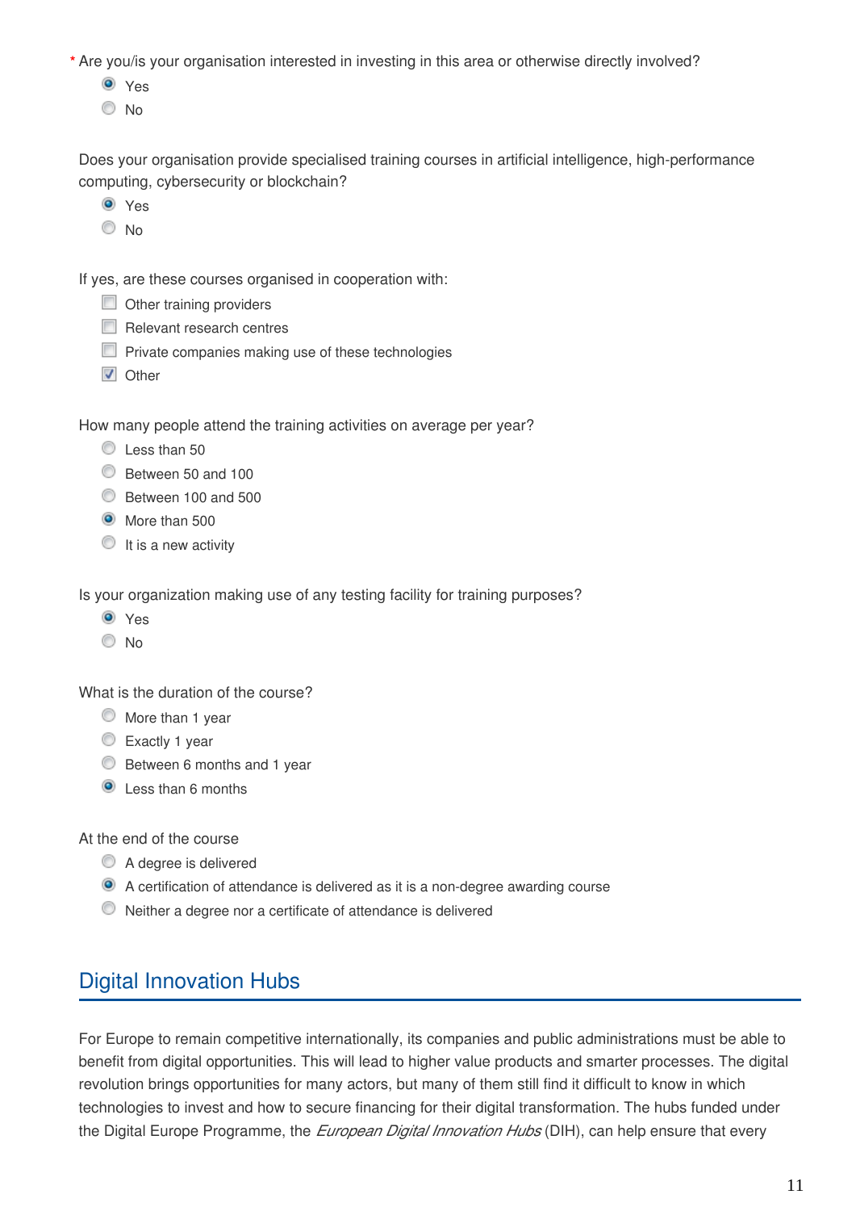\* Are you/is your organisation interested in investing in this area or otherwise directly involved?

- (x) Yes
- ( ) No

Does your organisation provide specialised training courses in artificial intelligence, high-performance computing, cybersecurity or blockchain?

- (x) Yes
- ( ) No

If yes, are these courses organised in cooperation with:

- [ ] Other training providers
- [ ] Relevant research centres
- [ ] Private companies making use of these technologies
- [x] Other

How many people attend the training activities on average per year?

- ( ) Less than 50
- ( ) Between 50 and 100
- ( ) Between 100 and 500
- (x) More than 500
- ( ) It is a new activity

Is your organization making use of any testing facility for training purposes?

- (x) Yes
- ( ) No

What is the duration of the course?

- ( ) More than 1 year
- ( ) Exactly 1 year
- ( ) Between 6 months and 1 year
- (x) Less than 6 months

At the end of the course

- ( ) A degree is delivered
- (x) A certification of attendance is delivered as it is a non-degree awarding course
- ( ) Neither a degree nor a certificate of attendance is delivered

## Digital Innovation Hubs

For Europe to remain competitive internationally, its companies and public administrations must be able to benefit from digital opportunities. This will lead to higher value products and smarter processes. The digital revolution brings opportunities for many actors, but many of them still find it difficult to know in which technologies to invest and how to secure financing for their digital transformation. The hubs funded under the Digital Europe Programme, the *European Digital Innovation Hubs* (DIH), can help ensure that every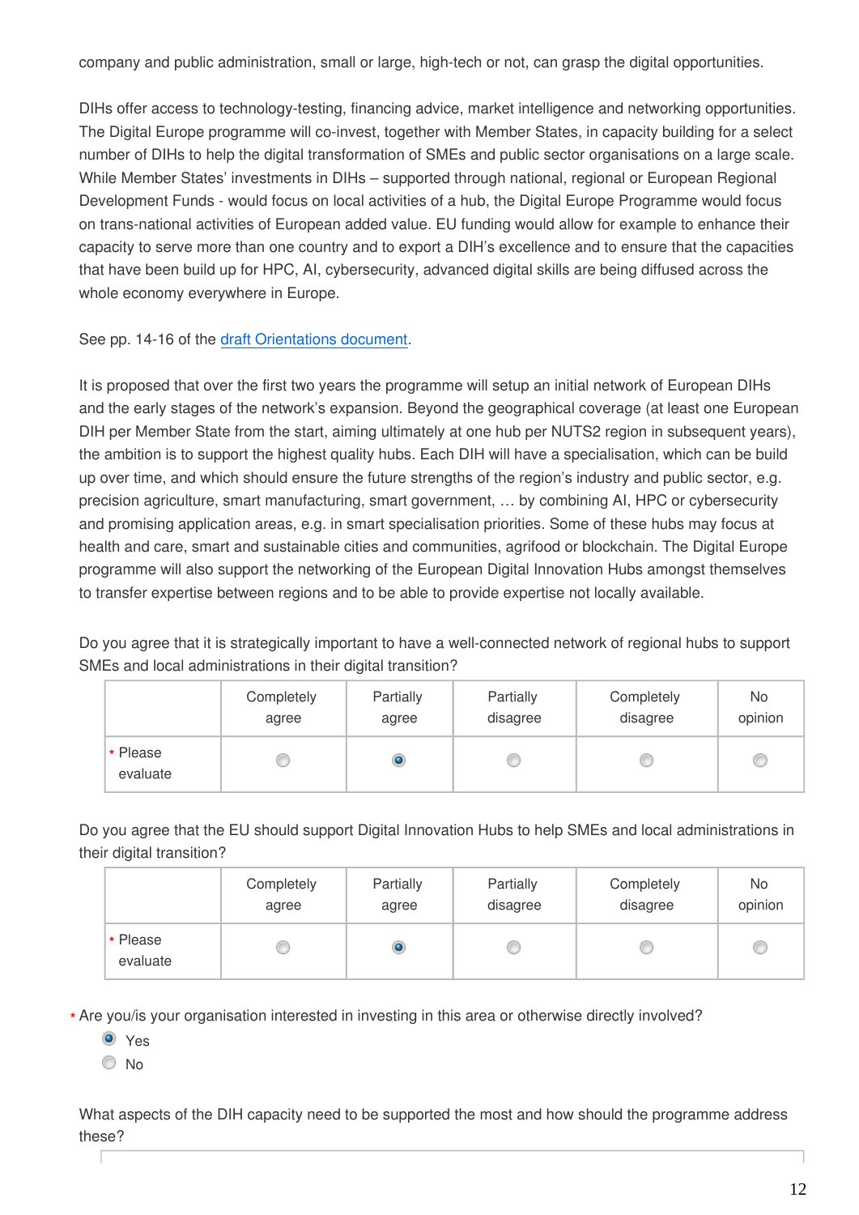company and public administration, small or large, high-tech or not, can grasp the digital opportunities.

DIHs offer access to technology-testing, financing advice, market intelligence and networking opportunities. The Digital Europe programme will co-invest, together with Member States, in capacity building for a select number of DIHs to help the digital transformation of SMEs and public sector organisations on a large scale. While Member States' investments in DIHs – supported through national, regional or European Regional Development Funds - would focus on local activities of a hub, the Digital Europe Programme would focus on trans-national activities of European added value. EU funding would allow for example to enhance their capacity to serve more than one country and to export a DIH's excellence and to ensure that the capacities that have been build up for HPC, AI, cybersecurity, advanced digital skills are being diffused across the whole economy everywhere in Europe.

See pp. 14-16 of the draft Orientations document.

It is proposed that over the first two years the programme will setup an initial network of European DIHs and the early stages of the network's expansion. Beyond the geographical coverage (at least one European DIH per Member State from the start, aiming ultimately at one hub per NUTS2 region in subsequent years), the ambition is to support the highest quality hubs. Each DIH will have a specialisation, which can be build up over time, and which should ensure the future strengths of the region's industry and public sector, e.g. precision agriculture, smart manufacturing, smart government, … by combining AI, HPC or cybersecurity and promising application areas, e.g. in smart specialisation priorities. Some of these hubs may focus at health and care, smart and sustainable cities and communities, agrifood or blockchain. The Digital Europe programme will also support the networking of the European Digital Innovation Hubs amongst themselves to transfer expertise between regions and to be able to provide expertise not locally available.

Do you agree that it is strategically important to have a well-connected network of regional hubs to support SMEs and local administrations in their digital transition?

| | Completely agree | Partially agree | Partially disagree | Completely disagree | No opinion |
|---|---|---|---|---|---|
| * Please evaluate | ○ | ● | ○ | ○ | ○ |

Do you agree that the EU should support Digital Innovation Hubs to help SMEs and local administrations in their digital transition?

| | Completely agree | Partially agree | Partially disagree | Completely disagree | No opinion |
|---|---|---|---|---|---|
| * Please evaluate | ○ | ● | ○ | ○ | ○ |

* Are you/is your organisation interested in investing in this area or otherwise directly involved?

- ● Yes
- ○ No

What aspects of the DIH capacity need to be supported the most and how should the programme address these?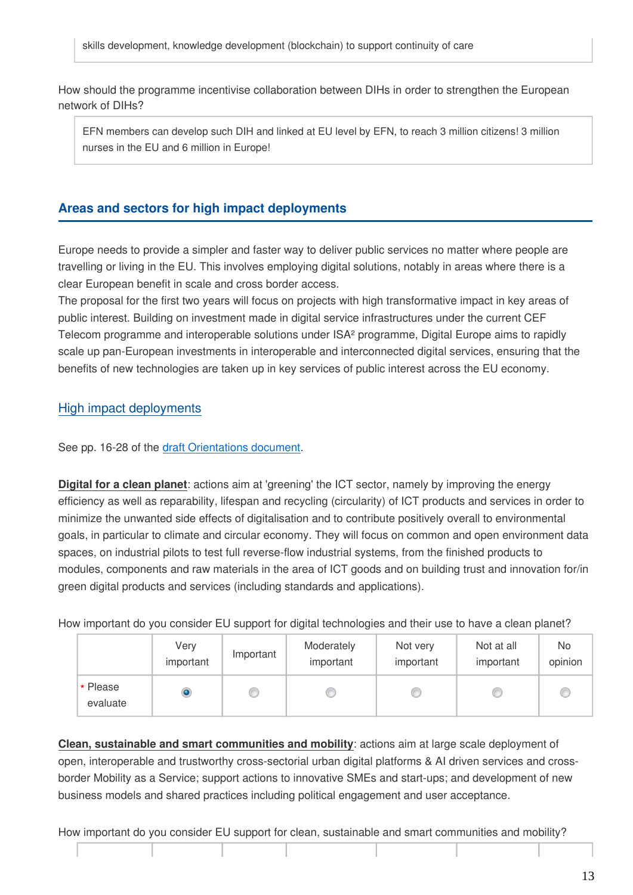skills development, knowledge development (blockchain) to support continuity of care

How should the programme incentivise collaboration between DIHs in order to strengthen the European network of DIHs?

EFN members can develop such DIH and linked at EU level by EFN, to reach 3 million citizens! 3 million nurses in the EU and 6 million in Europe!

## Areas and sectors for high impact deployments

Europe needs to provide a simpler and faster way to deliver public services no matter where people are travelling or living in the EU. This involves employing digital solutions, notably in areas where there is a clear European benefit in scale and cross border access.
The proposal for the first two years will focus on projects with high transformative impact in key areas of public interest. Building on investment made in digital service infrastructures under the current CEF Telecom programme and interoperable solutions under ISA² programme, Digital Europe aims to rapidly scale up pan-European investments in interoperable and interconnected digital services, ensuring that the benefits of new technologies are taken up in key services of public interest across the EU economy.

### High impact deployments

See pp. 16-28 of the draft Orientations document.

**Digital for a clean planet**: actions aim at 'greening' the ICT sector, namely by improving the energy efficiency as well as reparability, lifespan and recycling (circularity) of ICT products and services in order to minimize the unwanted side effects of digitalisation and to contribute positively overall to environmental goals, in particular to climate and circular economy. They will focus on common and open environment data spaces, on industrial pilots to test full reverse-flow industrial systems, from the finished products to modules, components and raw materials in the area of ICT goods and on building trust and innovation for/in green digital products and services (including standards and applications).

How important do you consider EU support for digital technologies and their use to have a clean planet?

| | Very important | Important | Moderately important | Not very important | Not at all important | No opinion |
|---|---|---|---|---|---|---|
| * Please evaluate | ● | ○ | ○ | ○ | ○ | ○ |

**Clean, sustainable and smart communities and mobility**: actions aim at large scale deployment of open, interoperable and trustworthy cross-sectorial urban digital platforms & AI driven services and cross-border Mobility as a Service; support actions to innovative SMEs and start-ups; and development of new business models and shared practices including political engagement and user acceptance.

How important do you consider EU support for clean, sustainable and smart communities and mobility?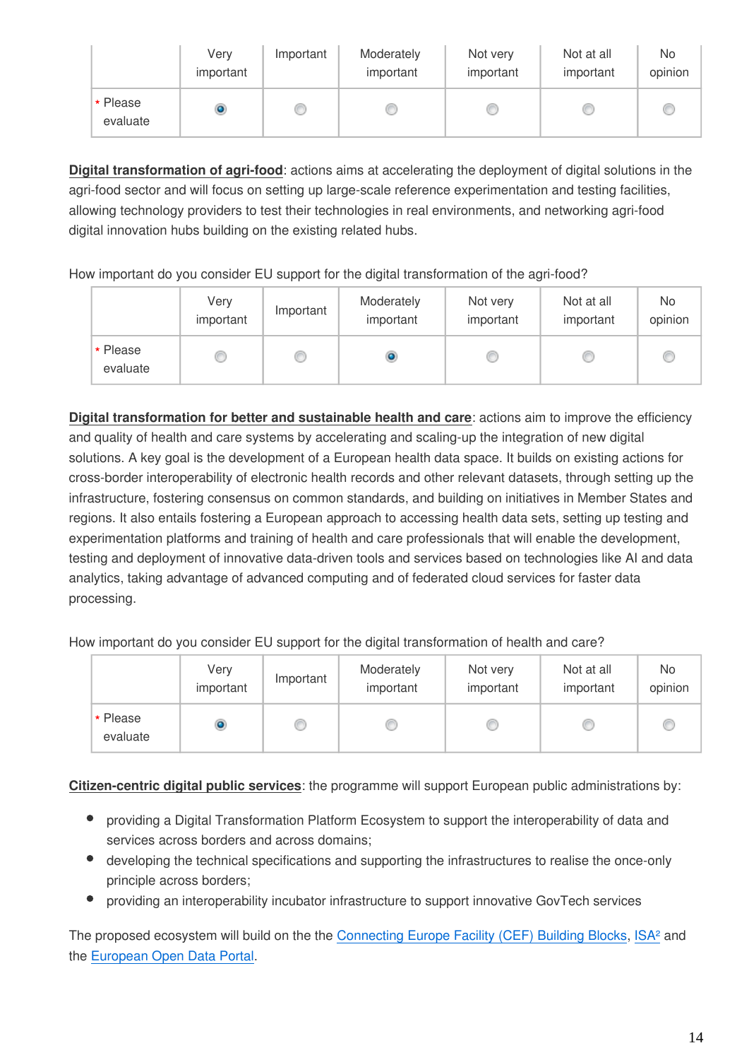| | Very important | Important | Moderately important | Not very important | Not at all important | No opinion |
|---|---|---|---|---|---|---|
| * Please evaluate | ◉ | ○ | ○ | ○ | ○ | ○ |

**Digital transformation of agri-food**: actions aims at accelerating the deployment of digital solutions in the agri-food sector and will focus on setting up large-scale reference experimentation and testing facilities, allowing technology providers to test their technologies in real environments, and networking agri-food digital innovation hubs building on the existing related hubs.

How important do you consider EU support for the digital transformation of the agri-food?

| | Very important | Important | Moderately important | Not very important | Not at all important | No opinion |
|---|---|---|---|---|---|---|
| * Please evaluate | ○ | ○ | ◉ | ○ | ○ | ○ |

**Digital transformation for better and sustainable health and care**: actions aim to improve the efficiency and quality of health and care systems by accelerating and scaling-up the integration of new digital solutions. A key goal is the development of a European health data space. It builds on existing actions for cross-border interoperability of electronic health records and other relevant datasets, through setting up the infrastructure, fostering consensus on common standards, and building on initiatives in Member States and regions. It also entails fostering a European approach to accessing health data sets, setting up testing and experimentation platforms and training of health and care professionals that will enable the development, testing and deployment of innovative data-driven tools and services based on technologies like AI and data analytics, taking advantage of advanced computing and of federated cloud services for faster data processing.

How important do you consider EU support for the digital transformation of health and care?

| | Very important | Important | Moderately important | Not very important | Not at all important | No opinion |
|---|---|---|---|---|---|---|
| * Please evaluate | ◉ | ○ | ○ | ○ | ○ | ○ |

**Citizen-centric digital public services**: the programme will support European public administrations by:

- providing a Digital Transformation Platform Ecosystem to support the interoperability of data and services across borders and across domains;
- developing the technical specifications and supporting the infrastructures to realise the once-only principle across borders;
- providing an interoperability incubator infrastructure to support innovative GovTech services

The proposed ecosystem will build on the the Connecting Europe Facility (CEF) Building Blocks, ISA² and the European Open Data Portal.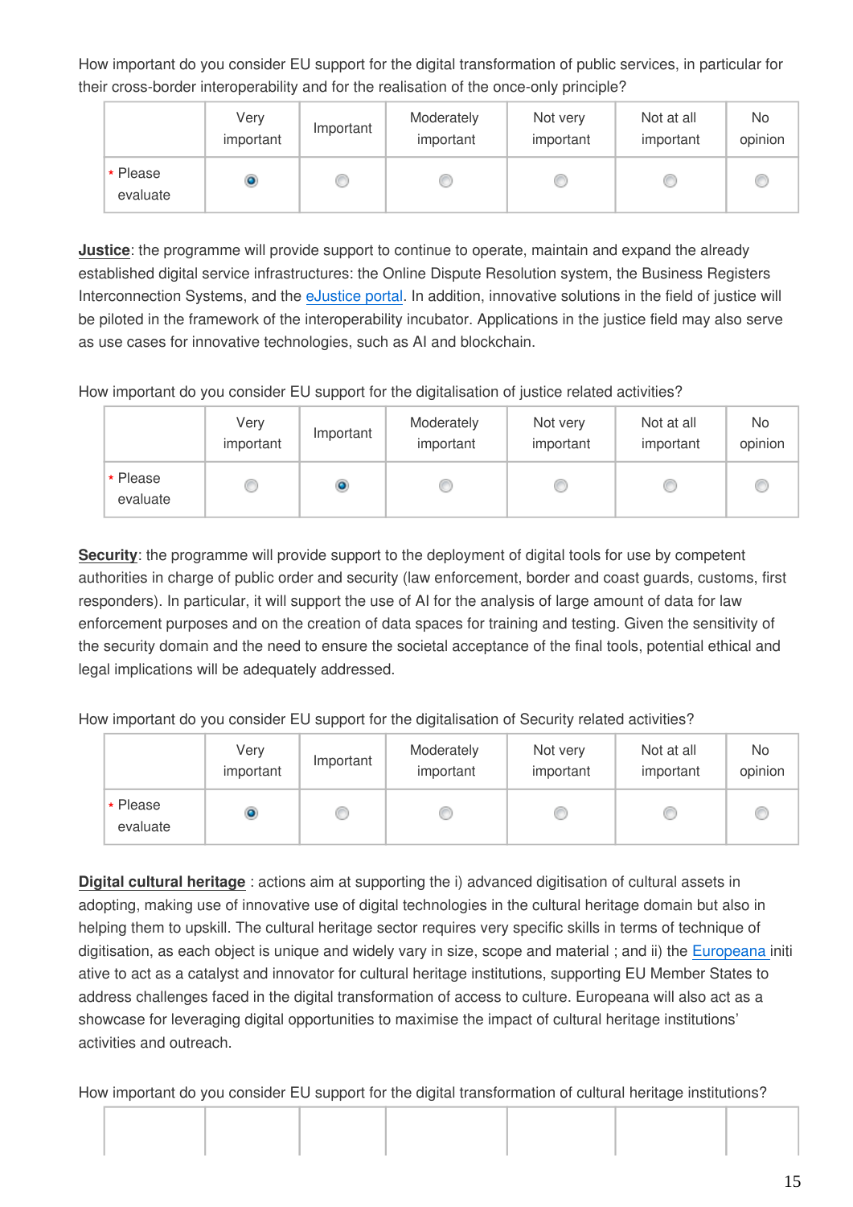How important do you consider EU support for the digital transformation of public services, in particular for their cross-border interoperability and for the realisation of the once-only principle?

| | Very important | Important | Moderately important | Not very important | Not at all important | No opinion |
|---|---|---|---|---|---|---|
| * Please evaluate | ◉ | ○ | ○ | ○ | ○ | ○ |

**Justice**: the programme will provide support to continue to operate, maintain and expand the already established digital service infrastructures: the Online Dispute Resolution system, the Business Registers Interconnection Systems, and the eJustice portal. In addition, innovative solutions in the field of justice will be piloted in the framework of the interoperability incubator. Applications in the justice field may also serve as use cases for innovative technologies, such as AI and blockchain.

How important do you consider EU support for the digitalisation of justice related activities?

| | Very important | Important | Moderately important | Not very important | Not at all important | No opinion |
|---|---|---|---|---|---|---|
| * Please evaluate | ○ | ◉ | ○ | ○ | ○ | ○ |

**Security**: the programme will provide support to the deployment of digital tools for use by competent authorities in charge of public order and security (law enforcement, border and coast guards, customs, first responders). In particular, it will support the use of AI for the analysis of large amount of data for law enforcement purposes and on the creation of data spaces for training and testing. Given the sensitivity of the security domain and the need to ensure the societal acceptance of the final tools, potential ethical and legal implications will be adequately addressed.

How important do you consider EU support for the digitalisation of Security related activities?

| | Very important | Important | Moderately important | Not very important | Not at all important | No opinion |
|---|---|---|---|---|---|---|
| * Please evaluate | ◉ | ○ | ○ | ○ | ○ | ○ |

**Digital cultural heritage** : actions aim at supporting the i) advanced digitisation of cultural assets in adopting, making use of innovative use of digital technologies in the cultural heritage domain but also in helping them to upskill. The cultural heritage sector requires very specific skills in terms of technique of digitisation, as each object is unique and widely vary in size, scope and material ; and ii) the Europeana initi ative to act as a catalyst and innovator for cultural heritage institutions, supporting EU Member States to address challenges faced in the digital transformation of access to culture. Europeana will also act as a showcase for leveraging digital opportunities to maximise the impact of cultural heritage institutions' activities and outreach.

How important do you consider EU support for the digital transformation of cultural heritage institutions?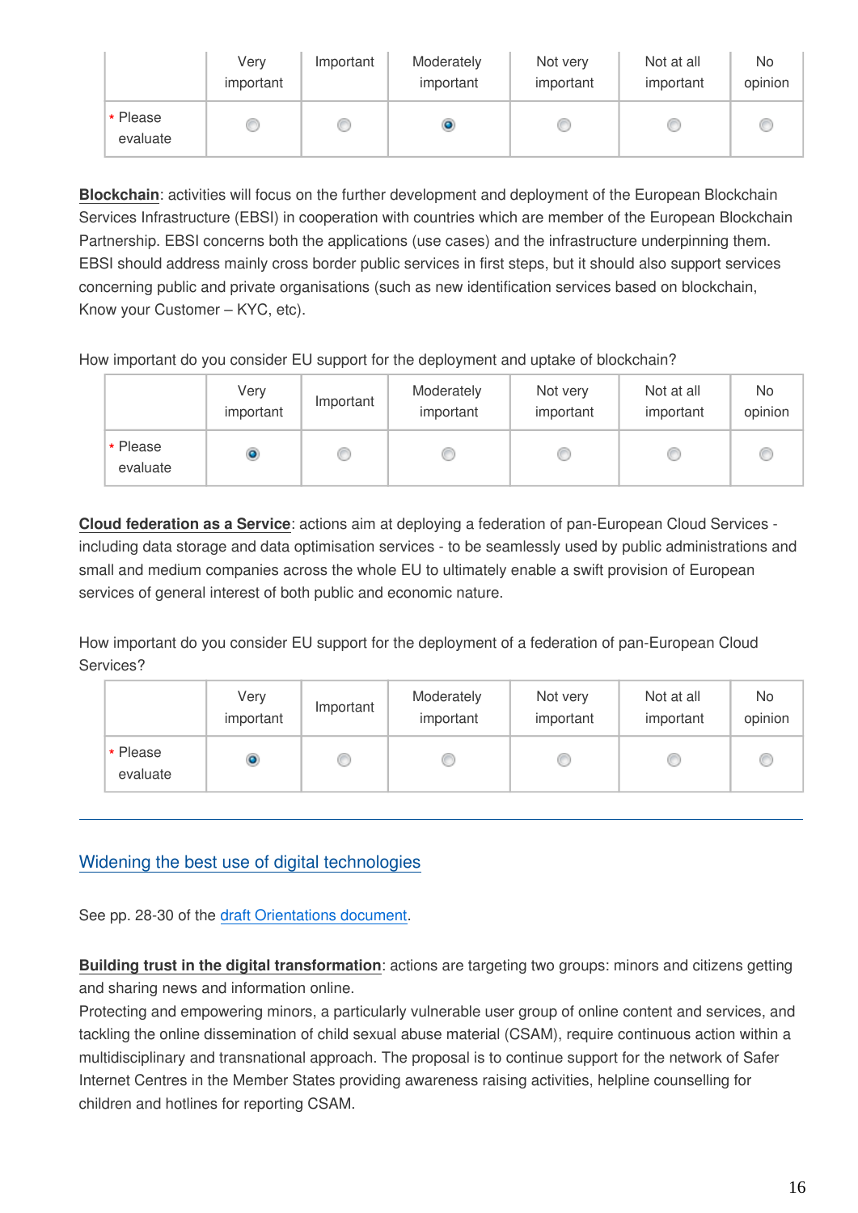| | Very important | Important | Moderately important | Not very important | Not at all important | No opinion |
|---|---|---|---|---|---|---|
| * Please evaluate | ○ | ○ | ● | ○ | ○ | ○ |

**Blockchain**: activities will focus on the further development and deployment of the European Blockchain Services Infrastructure (EBSI) in cooperation with countries which are member of the European Blockchain Partnership. EBSI concerns both the applications (use cases) and the infrastructure underpinning them. EBSI should address mainly cross border public services in first steps, but it should also support services concerning public and private organisations (such as new identification services based on blockchain, Know your Customer – KYC, etc).

How important do you consider EU support for the deployment and uptake of blockchain?

| | Very important | Important | Moderately important | Not very important | Not at all important | No opinion |
|---|---|---|---|---|---|---|
| * Please evaluate | ● | ○ | ○ | ○ | ○ | ○ |

**Cloud federation as a Service**: actions aim at deploying a federation of pan-European Cloud Services - including data storage and data optimisation services - to be seamlessly used by public administrations and small and medium companies across the whole EU to ultimately enable a swift provision of European services of general interest of both public and economic nature.

How important do you consider EU support for the deployment of a federation of pan-European Cloud Services?

| | Very important | Important | Moderately important | Not very important | Not at all important | No opinion |
|---|---|---|---|---|---|---|
| * Please evaluate | ● | ○ | ○ | ○ | ○ | ○ |

---

## Widening the best use of digital technologies

See pp. 28-30 of the draft Orientations document.

**Building trust in the digital transformation**: actions are targeting two groups: minors and citizens getting and sharing news and information online.
Protecting and empowering minors, a particularly vulnerable user group of online content and services, and tackling the online dissemination of child sexual abuse material (CSAM), require continuous action within a multidisciplinary and transnational approach. The proposal is to continue support for the network of Safer Internet Centres in the Member States providing awareness raising activities, helpline counselling for children and hotlines for reporting CSAM.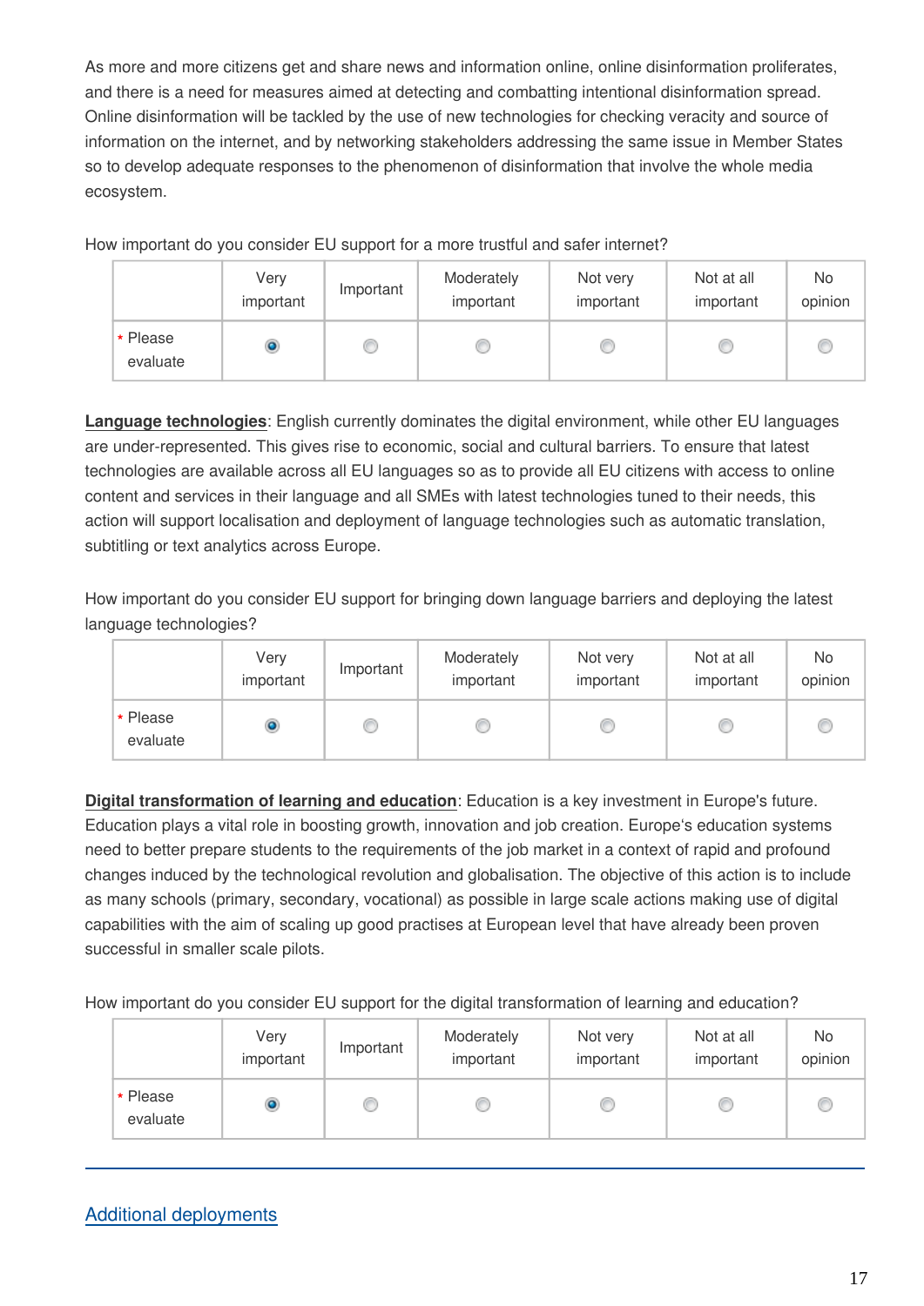As more and more citizens get and share news and information online, online disinformation proliferates, and there is a need for measures aimed at detecting and combatting intentional disinformation spread. Online disinformation will be tackled by the use of new technologies for checking veracity and source of information on the internet, and by networking stakeholders addressing the same issue in Member States so to develop adequate responses to the phenomenon of disinformation that involve the whole media ecosystem.

How important do you consider EU support for a more trustful and safer internet?

| | Very important | Important | Moderately important | Not very important | Not at all important | No opinion |
|---|---|---|---|---|---|---|
| * Please evaluate | ◉ | ○ | ○ | ○ | ○ | ○ |

**Language technologies**: English currently dominates the digital environment, while other EU languages are under-represented. This gives rise to economic, social and cultural barriers. To ensure that latest technologies are available across all EU languages so as to provide all EU citizens with access to online content and services in their language and all SMEs with latest technologies tuned to their needs, this action will support localisation and deployment of language technologies such as automatic translation, subtitling or text analytics across Europe.

How important do you consider EU support for bringing down language barriers and deploying the latest language technologies?

| | Very important | Important | Moderately important | Not very important | Not at all important | No opinion |
|---|---|---|---|---|---|---|
| * Please evaluate | ◉ | ○ | ○ | ○ | ○ | ○ |

**Digital transformation of learning and education**: Education is a key investment in Europe's future. Education plays a vital role in boosting growth, innovation and job creation. Europe's education systems need to better prepare students to the requirements of the job market in a context of rapid and profound changes induced by the technological revolution and globalisation. The objective of this action is to include as many schools (primary, secondary, vocational) as possible in large scale actions making use of digital capabilities with the aim of scaling up good practises at European level that have already been proven successful in smaller scale pilots.

How important do you consider EU support for the digital transformation of learning and education?

| | Very important | Important | Moderately important | Not very important | Not at all important | No opinion |
|---|---|---|---|---|---|---|
| * Please evaluate | ◉ | ○ | ○ | ○ | ○ | ○ |

## Additional deployments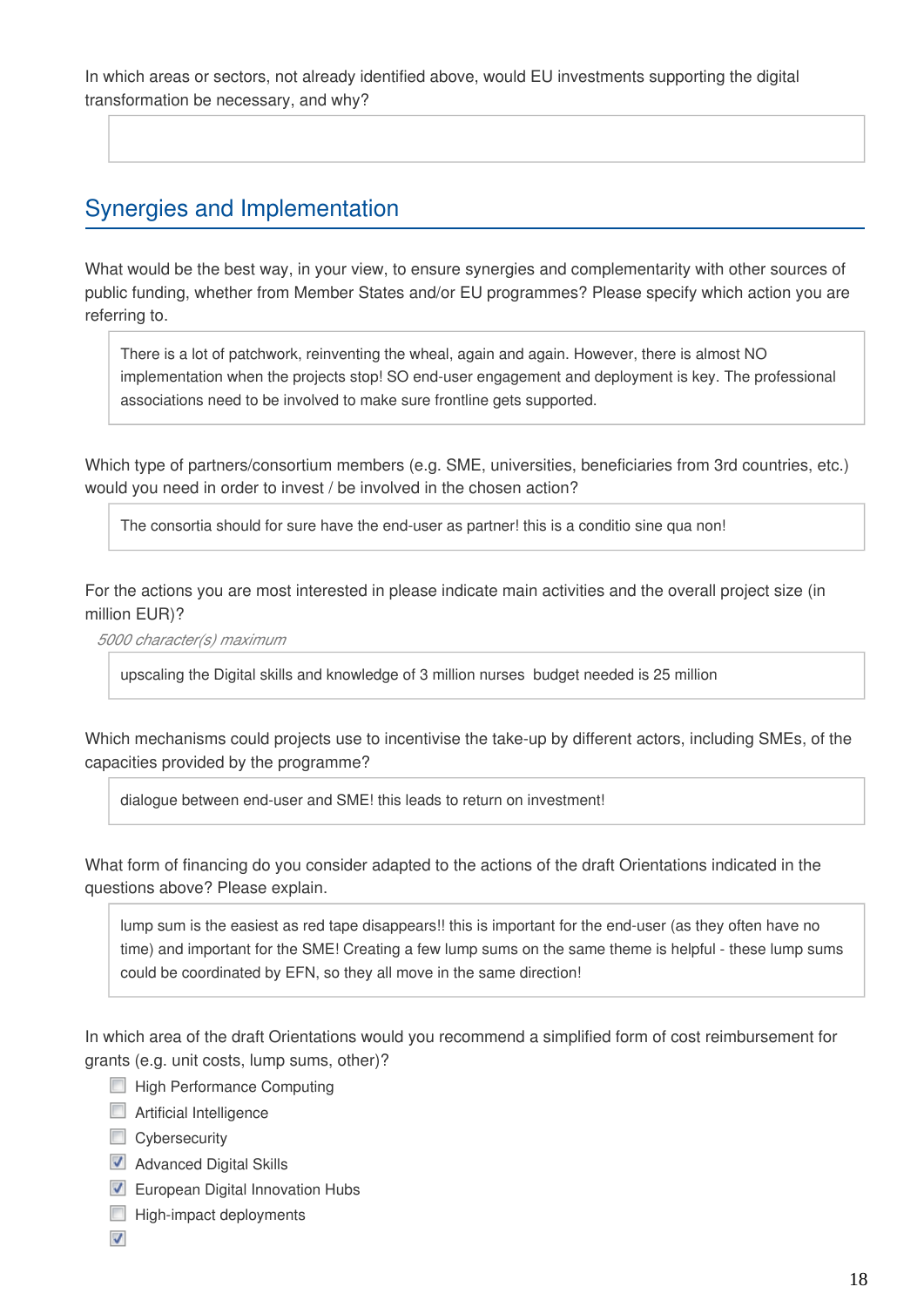In which areas or sectors, not already identified above, would EU investments supporting the digital transformation be necessary, and why?

## Synergies and Implementation

What would be the best way, in your view, to ensure synergies and complementarity with other sources of public funding, whether from Member States and/or EU programmes? Please specify which action you are referring to.

> There is a lot of patchwork, reinventing the wheal, again and again. However, there is almost NO implementation when the projects stop! SO end-user engagement and deployment is key. The professional associations need to be involved to make sure frontline gets supported.

Which type of partners/consortium members (e.g. SME, universities, beneficiaries from 3rd countries, etc.) would you need in order to invest / be involved in the chosen action?

> The consortia should for sure have the end-user as partner! this is a conditio sine qua non!

For the actions you are most interested in please indicate main activities and the overall project size (in million EUR)?

*5000 character(s) maximum*

> upscaling the Digital skills and knowledge of 3 million nurses budget needed is 25 million

Which mechanisms could projects use to incentivise the take-up by different actors, including SMEs, of the capacities provided by the programme?

> dialogue between end-user and SME! this leads to return on investment!

What form of financing do you consider adapted to the actions of the draft Orientations indicated in the questions above? Please explain.

> lump sum is the easiest as red tape disappears!! this is important for the end-user (as they often have no time) and important for the SME! Creating a few lump sums on the same theme is helpful - these lump sums could be coordinated by EFN, so they all move in the same direction!

In which area of the draft Orientations would you recommend a simplified form of cost reimbursement for grants (e.g. unit costs, lump sums, other)?

- [ ] High Performance Computing
- [ ] Artificial Intelligence
- [ ] Cybersecurity
- [x] Advanced Digital Skills
- [x] European Digital Innovation Hubs
- [ ] High-impact deployments
- [x]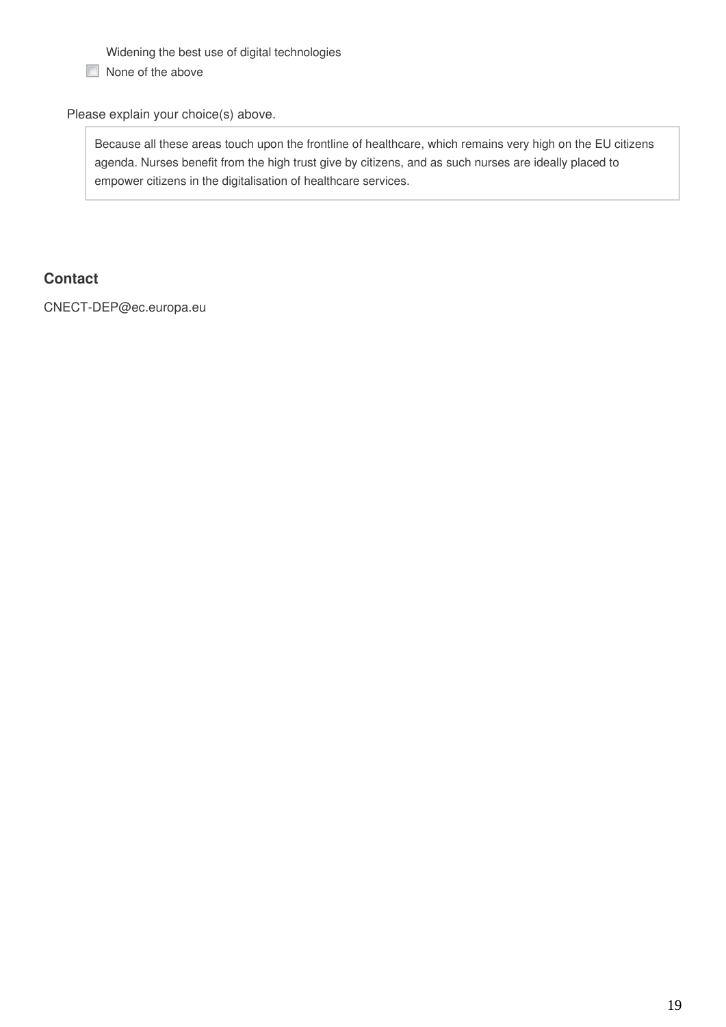Widening the best use of digital technologies

- [ ] None of the above

Please explain your choice(s) above.

Because all these areas touch upon the frontline of healthcare, which remains very high on the EU citizens agenda. Nurses benefit from the high trust give by citizens, and as such nurses are ideally placed to empower citizens in the digitalisation of healthcare services.

### Contact

CNECT-DEP@ec.europa.eu